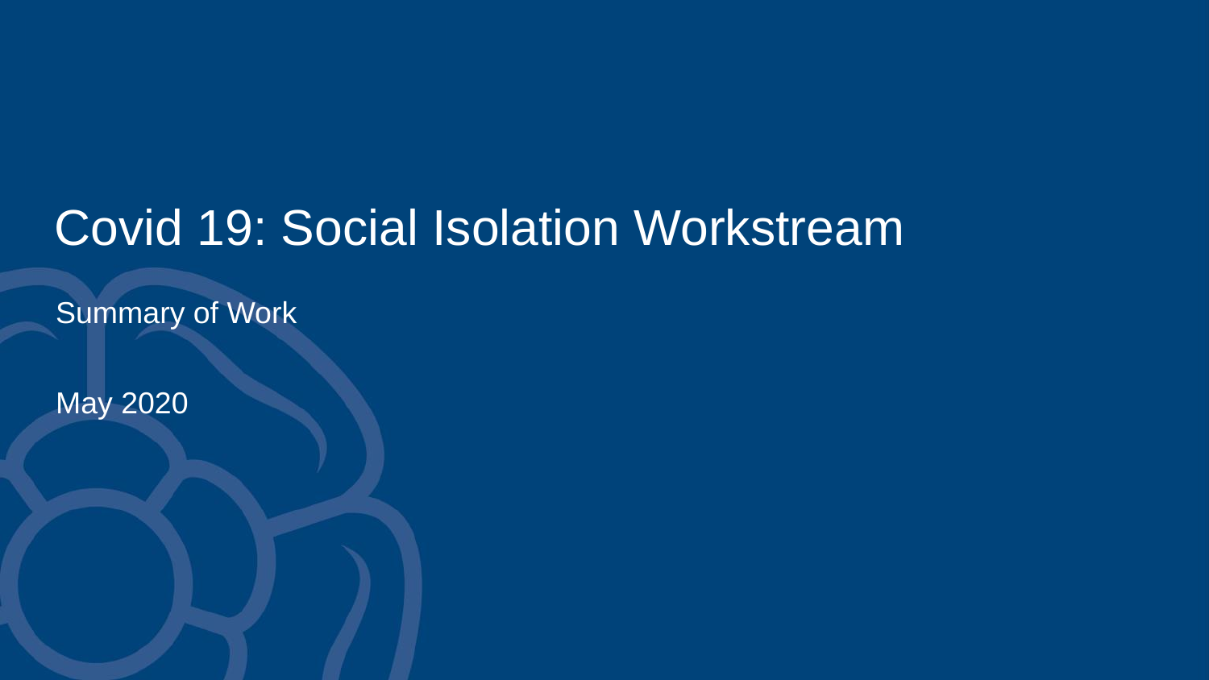# Covid 19: Social Isolation Workstream

Summary of Work

May 2020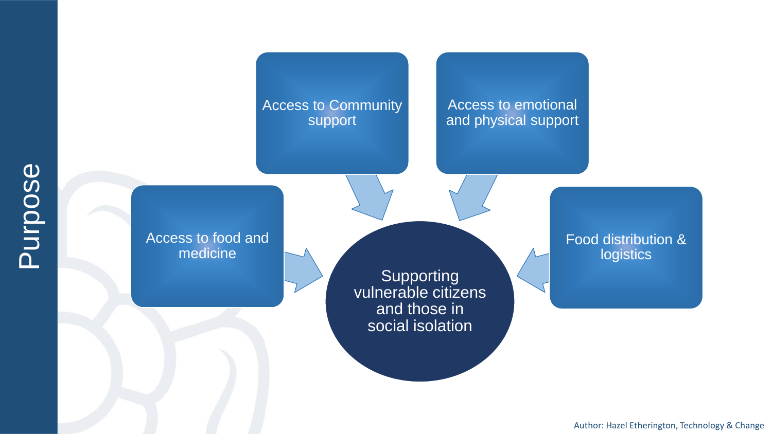# Purpose

- Access to Community support
- Access to emotional and physical support
- Access to food and medicine
- Food distribution & logistics

Supporting vulnerable citizens and those in social isolation

Author: Hazel Etherington, Technology & Change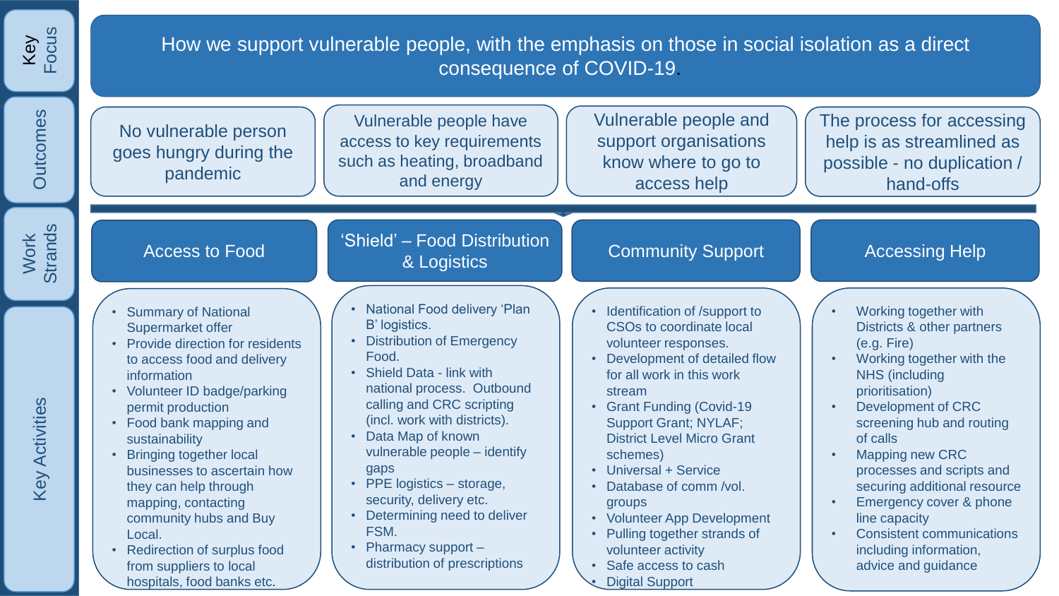## Key Focus

How we support vulnerable people, with the emphasis on those in social isolation as a direct consequence of COVID-19.

## Outcomes

- No vulnerable person goes hungry during the pandemic
- Vulnerable people have access to key requirements such as heating, broadband and energy
- Vulnerable people and support organisations know where to go to access help
- The process for accessing help is as streamlined as possible - no duplication / hand-offs

## Work Strands and Key Activities

### Access to Food

- Summary of National Supermarket offer
- Provide direction for residents to access food and delivery information
- Volunteer ID badge/parking permit production
- Food bank mapping and sustainability
- Bringing together local businesses to ascertain how they can help through mapping, contacting community hubs and Buy Local.
- Redirection of surplus food from suppliers to local hospitals, food banks etc.

### 'Shield' – Food Distribution & Logistics

- National Food delivery 'Plan B' logistics.
- Distribution of Emergency Food.
- Shield Data - link with national process. Outbound calling and CRC scripting (incl. work with districts).
- Data Map of known vulnerable people – identify gaps
- PPE logistics – storage, security, delivery etc.
- Determining need to deliver FSM.
- Pharmacy support – distribution of prescriptions

### Community Support

- Identification of /support to CSOs to coordinate local volunteer responses.
- Development of detailed flow for all work in this work stream
- Grant Funding (Covid-19 Support Grant; NYLAF; District Level Micro Grant schemes)
- Universal + Service
- Database of comm /vol. groups
- Volunteer App Development
- Pulling together strands of volunteer activity
- Safe access to cash
- Digital Support

### Accessing Help

- Working together with Districts & other partners (e.g. Fire)
- Working together with the NHS (including prioritisation)
- Development of CRC screening hub and routing of calls
- Mapping new CRC processes and scripts and securing additional resource
- Emergency cover & phone line capacity
- Consistent communications including information, advice and guidance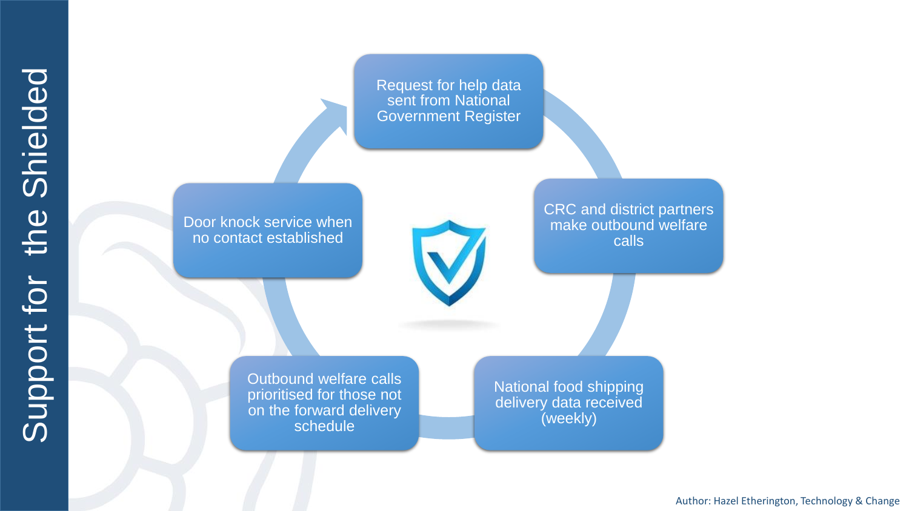# Support for the Shielded

- Request for help data sent from National Government Register
- CRC and district partners make outbound welfare calls
- National food shipping delivery data received (weekly)
- Outbound welfare calls prioritised for those not on the forward delivery schedule
- Door knock service when no contact established

Author: Hazel Etherington, Technology & Change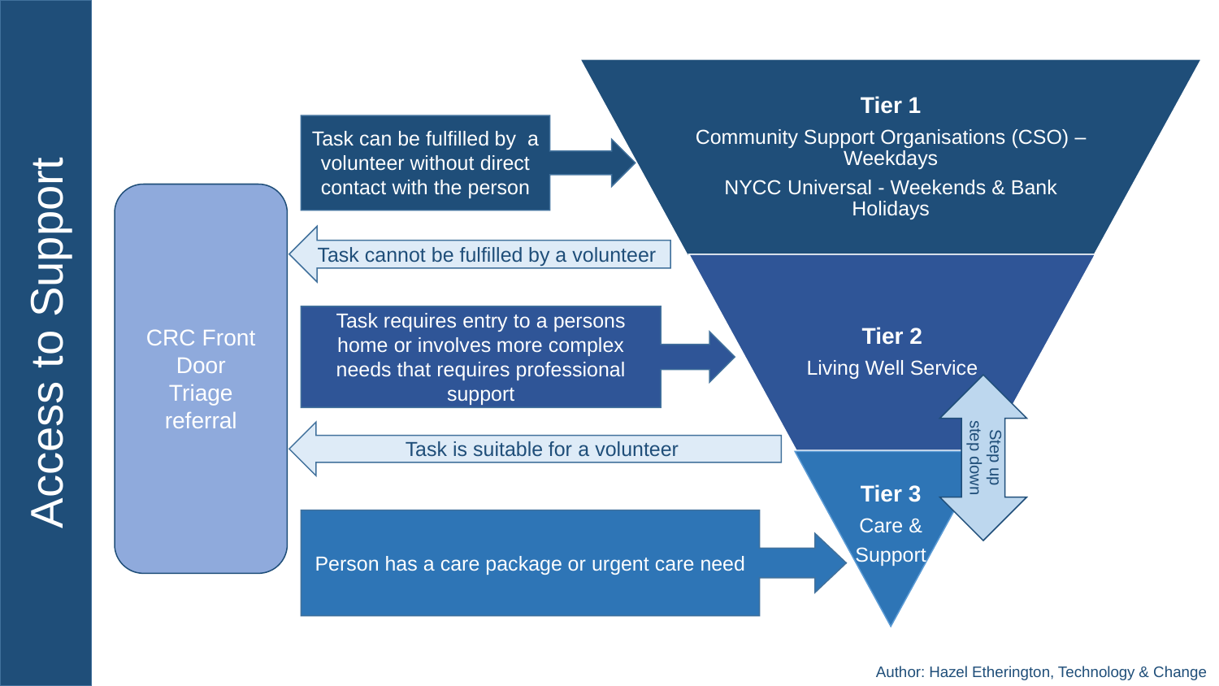# Access to Support

**CRC Front Door Triage referral**

- Task can be fulfilled by a volunteer without direct contact with the person → **Tier 1**
- Task cannot be fulfilled by a volunteer ← (from Tier 1)
- Task requires entry to a persons home or involves more complex needs that requires professional support → **Tier 2**
- Task is suitable for a volunteer ← (from Tier 2)
- Person has a care package or urgent care need → **Tier 3**

**Tier 1**

Community Support Organisations (CSO) – Weekdays

NYCC Universal - Weekends & Bank Holidays

**Tier 2**

Living Well Service

**Tier 3**

Care & Support

Step up step down (between Tier 2 and Tier 3)

Author: Hazel Etherington, Technology & Change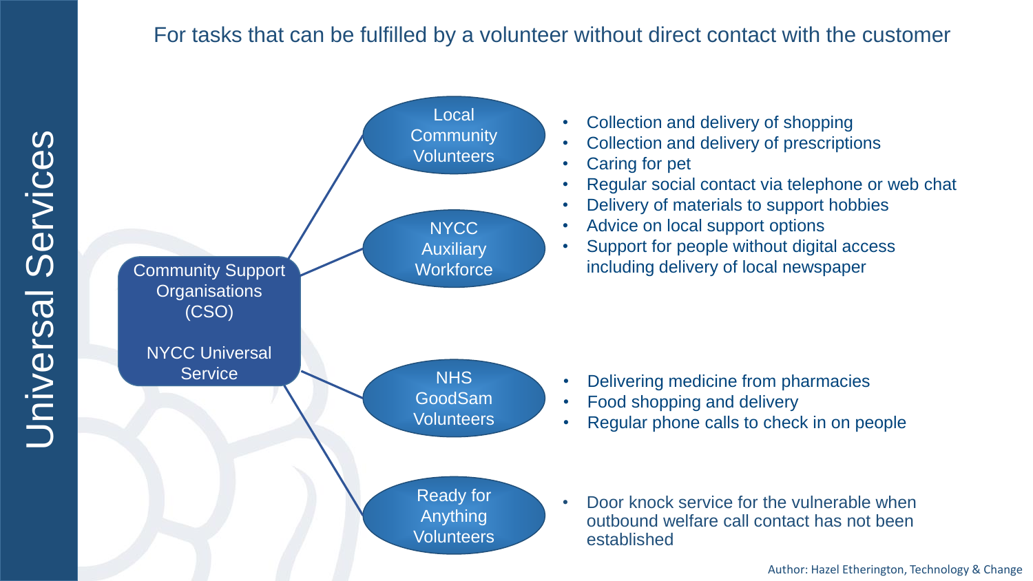# Universal Services

## For tasks that can be fulfilled by a volunteer without direct contact with the customer

**Community Support Organisations (CSO)**

**NYCC Universal Service**

### Local Community Volunteers / NYCC Auxiliary Workforce

- Collection and delivery of shopping
- Collection and delivery of prescriptions
- Caring for pet
- Regular social contact via telephone or web chat
- Delivery of materials to support hobbies
- Advice on local support options
- Support for people without digital access including delivery of local newspaper

### NHS GoodSam Volunteers

- Delivering medicine from pharmacies
- Food shopping and delivery
- Regular phone calls to check in on people

### Ready for Anything Volunteers

- Door knock service for the vulnerable when outbound welfare call contact has not been established

Author: Hazel Etherington, Technology & Change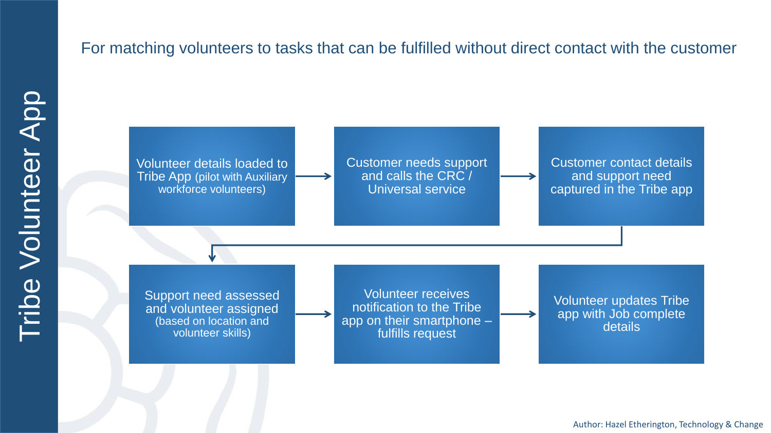# Tribe Volunteer App

For matching volunteers to tasks that can be fulfilled without direct contact with the customer

1. Volunteer details loaded to Tribe App (pilot with Auxiliary workforce volunteers)
2. Customer needs support and calls the CRC / Universal service
3. Customer contact details and support need captured in the Tribe app
4. Support need assessed and volunteer assigned (based on location and volunteer skills)
5. Volunteer receives notification to the Tribe app on their smartphone – fulfills request
6. Volunteer updates Tribe app with Job complete details

Author: Hazel Etherington, Technology & Change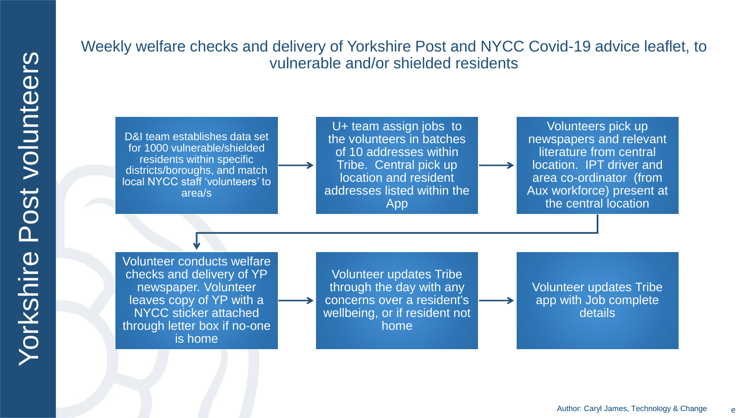# Yorkshire Post volunteers

## Weekly welfare checks and delivery of Yorkshire Post and NYCC Covid-19 advice leaflet, to vulnerable and/or shielded residents

1. D&I team establishes data set for 1000 vulnerable/shielded residents within specific districts/boroughs, and match local NYCC staff 'volunteers' to area/s
2. U+ team assign jobs to the volunteers in batches of 10 addresses within Tribe. Central pick up location and resident addresses listed within the App
3. Volunteers pick up newspapers and relevant literature from central location. IPT driver and area co-ordinator (from Aux workforce) present at the central location
4. Volunteer conducts welfare checks and delivery of YP newspaper. Volunteer leaves copy of YP with a NYCC sticker attached through letter box if no-one is home
5. Volunteer updates Tribe through the day with any concerns over a resident's wellbeing, or if resident not home
6. Volunteer updates Tribe app with Job complete details

Author: Caryl James, Technology & Change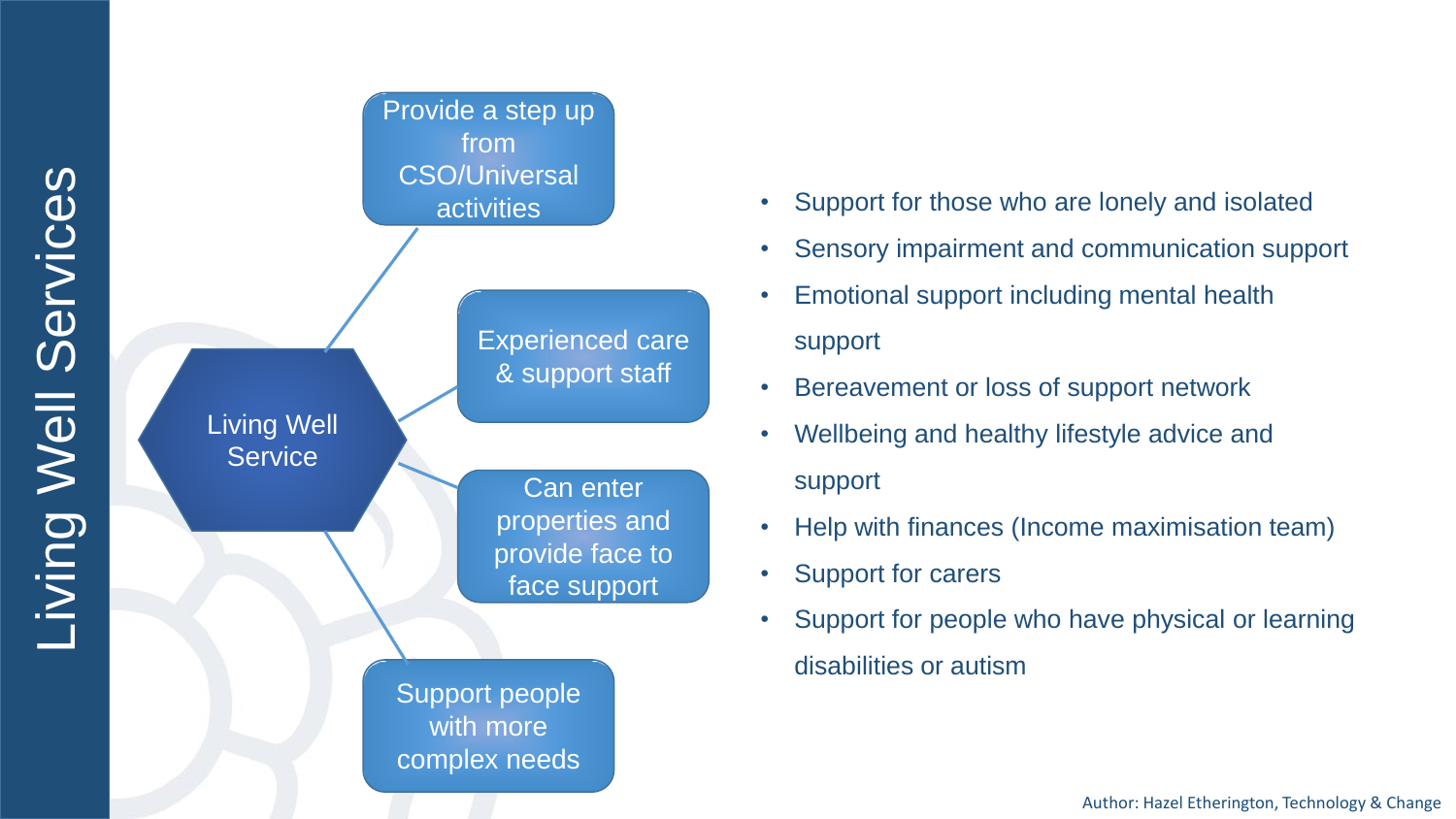# Living Well Services

**Living Well Service**

- Provide a step up from CSO/Universal activities
- Experienced care & support staff
- Can enter properties and provide face to face support
- Support people with more complex needs

- Support for those who are lonely and isolated
- Sensory impairment and communication support
- Emotional support including mental health support
- Bereavement or loss of support network
- Wellbeing and healthy lifestyle advice and support
- Help with finances (Income maximisation team)
- Support for carers
- Support for people who have physical or learning disabilities or autism

Author: Hazel Etherington, Technology & Change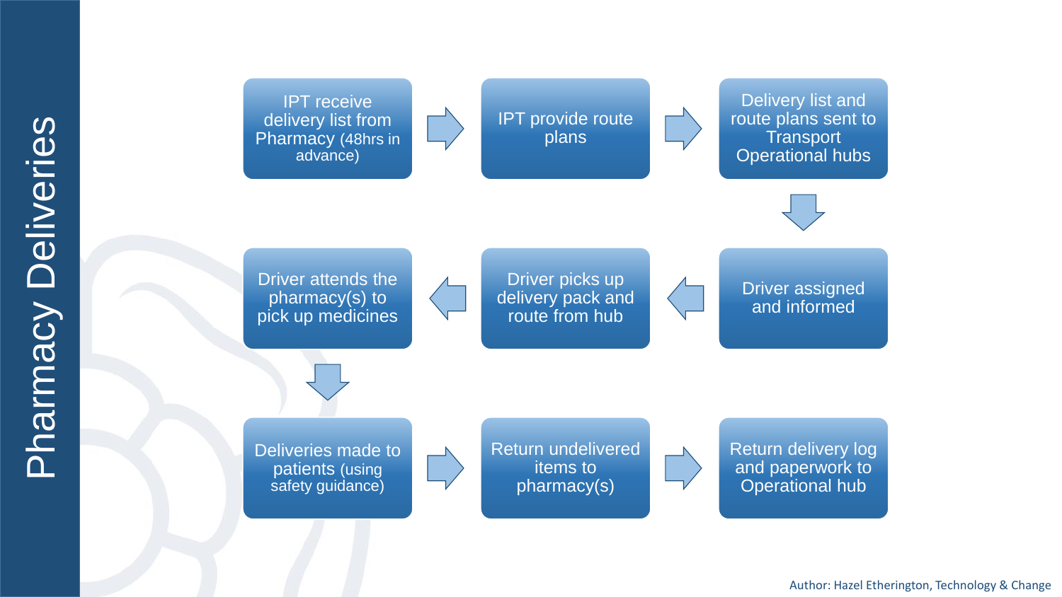# Pharmacy Deliveries

1. IPT receive delivery list from Pharmacy (48hrs in advance)
2. IPT provide route plans
3. Delivery list and route plans sent to Transport Operational hubs
4. Driver assigned and informed
5. Driver picks up delivery pack and route from hub
6. Driver attends the pharmacy(s) to pick up medicines
7. Deliveries made to patients (using safety guidance)
8. Return undelivered items to pharmacy(s)
9. Return delivery log and paperwork to Operational hub

Author: Hazel Etherington, Technology & Change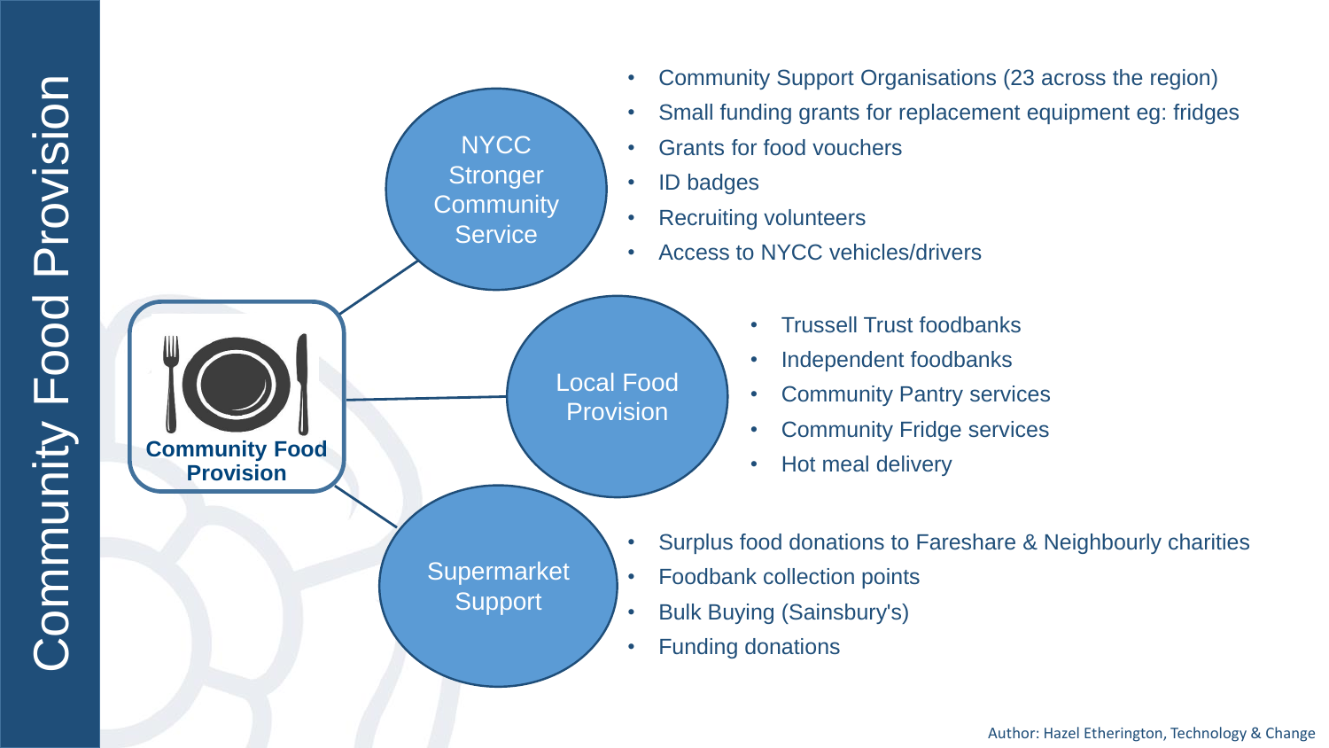# Community Food Provision

**Community Food Provision**

## NYCC Stronger Community Service

- Community Support Organisations (23 across the region)
- Small funding grants for replacement equipment eg: fridges
- Grants for food vouchers
- ID badges
- Recruiting volunteers
- Access to NYCC vehicles/drivers

## Local Food Provision

- Trussell Trust foodbanks
- Independent foodbanks
- Community Pantry services
- Community Fridge services
- Hot meal delivery

## Supermarket Support

- Surplus food donations to Fareshare & Neighbourly charities
- Foodbank collection points
- Bulk Buying (Sainsbury's)
- Funding donations

Author: Hazel Etherington, Technology & Change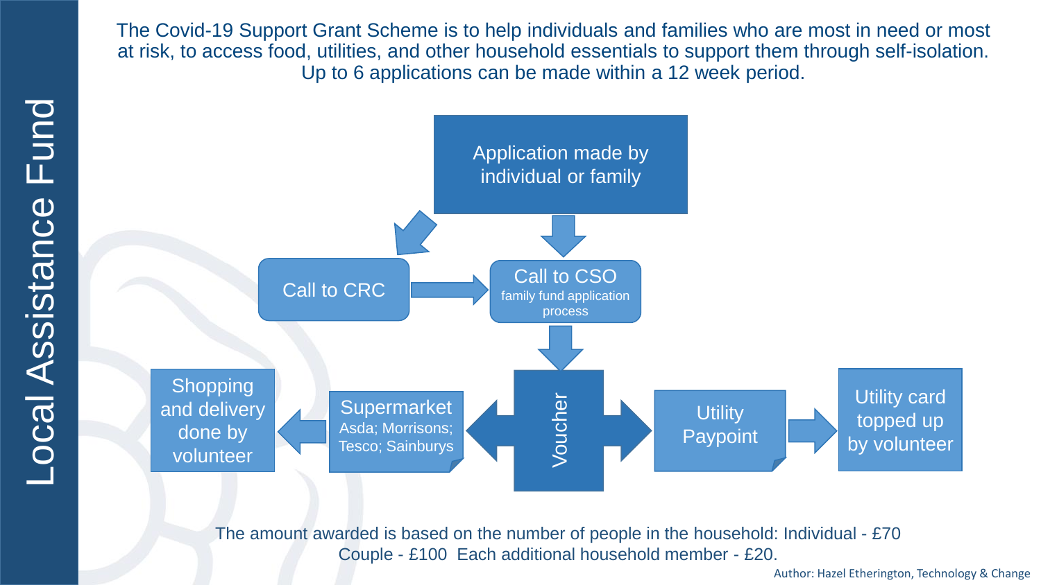# Local Assistance Fund

The Covid-19 Support Grant Scheme is to help individuals and families who are most in need or most at risk, to access food, utilities, and other household essentials to support them through self-isolation. Up to 6 applications can be made within a 12 week period.

Application made by individual or family

Call to CRC

Call to CSO
family fund application process

Voucher

Supermarket
Asda; Morrisons; Tesco; Sainburys

Shopping and delivery done by volunteer

Utility Paypoint

Utility card topped up by volunteer

The amount awarded is based on the number of people in the household: Individual - £70 Couple - £100 Each additional household member - £20.

Author: Hazel Etherington, Technology & Change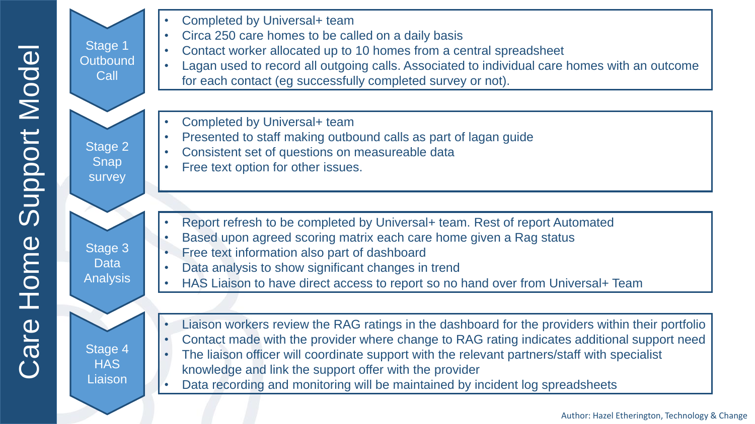# Care Home Support Model

## Stage 1 Outbound Call

- Completed by Universal+ team
- Circa 250 care homes to be called on a daily basis
- Contact worker allocated up to 10 homes from a central spreadsheet
- Lagan used to record all outgoing calls. Associated to individual care homes with an outcome for each contact (eg successfully completed survey or not).

## Stage 2 Snap survey

- Completed by Universal+ team
- Presented to staff making outbound calls as part of lagan guide
- Consistent set of questions on measureable data
- Free text option for other issues.

## Stage 3 Data Analysis

- Report refresh to be completed by Universal+ team. Rest of report Automated
- Based upon agreed scoring matrix each care home given a Rag status
- Free text information also part of dashboard
- Data analysis to show significant changes in trend
- HAS Liaison to have direct access to report so no hand over from Universal+ Team

## Stage 4 HAS Liaison

- Liaison workers review the RAG ratings in the dashboard for the providers within their portfolio
- Contact made with the provider where change to RAG rating indicates additional support need
- The liaison officer will coordinate support with the relevant partners/staff with specialist knowledge and link the support offer with the provider
- Data recording and monitoring will be maintained by incident log spreadsheets

Author: Hazel Etherington, Technology & Change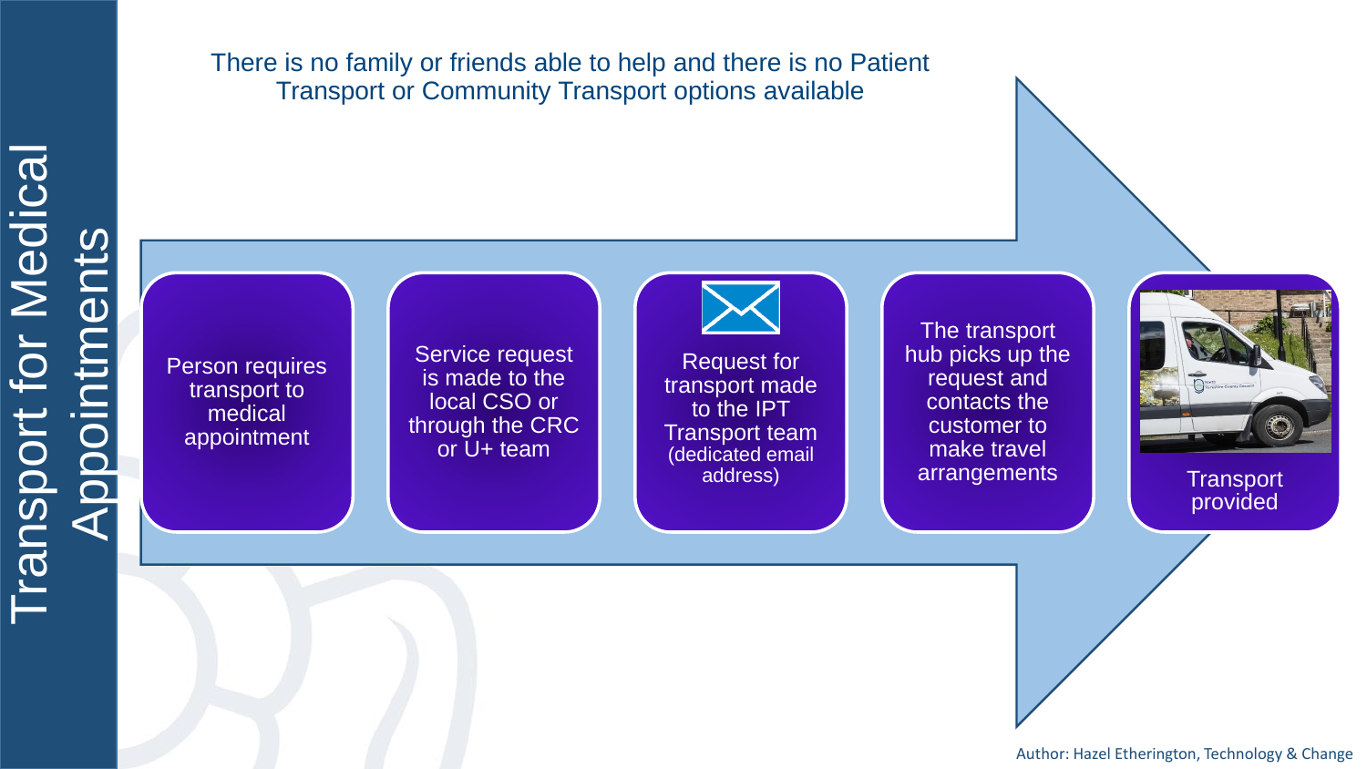# Transport for Medical Appointments

There is no family or friends able to help and there is no Patient Transport or Community Transport options available

1. Person requires transport to medical appointment
2. Service request is made to the local CSO or through the CRC or U+ team
3. Request for transport made to the IPT Transport team (dedicated email address)
4. The transport hub picks up the request and contacts the customer to make travel arrangements
5. Transport provided

Author: Hazel Etherington, Technology & Change